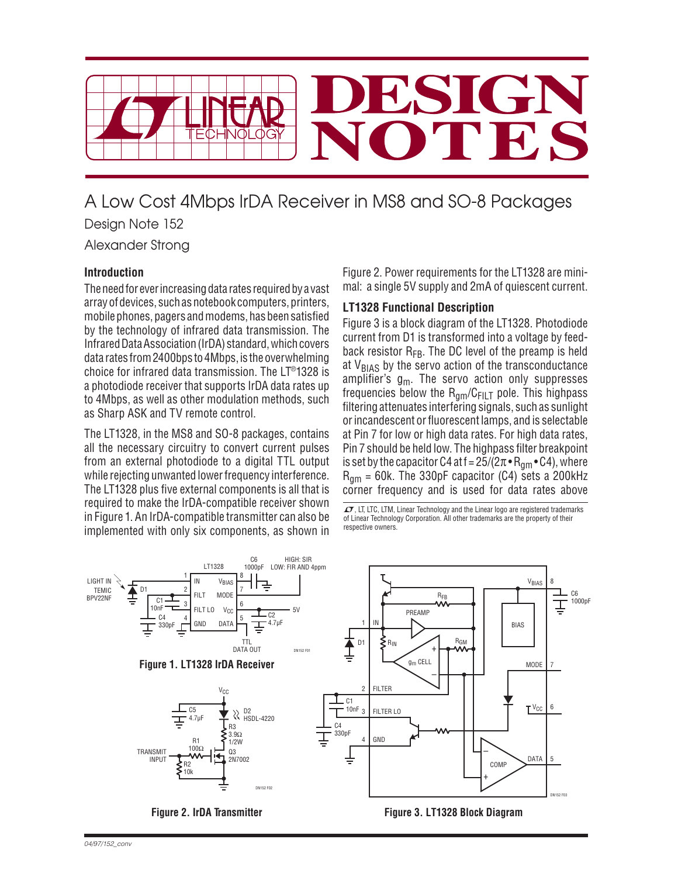# A Low Cost 4Mbps IrDA Receiver in MS8 and SO-8 Packages

Design Note 152

Alexander Strong

### Introduction

The need for ever increasing data rates required by a vast array of devices, such as notebook computers, printers, mobile phones, pagers and modems, has been satisfied by the technology of infrared data transmission. The Infrared Data Association (IrDA) standard, which covers data rates from 2400bps to 4Mbps, is the overwhelming choice for infrared data transmission. The LT®1328 is a photodiode receiver that supports IrDA data rates up to 4Mbps, as well as other modulation methods, such as Sharp ASK and TV remote control.

The LT1328, in the MS8 and SO-8 packages, contains all the necessary circuitry to convert current pulses from an external photodiode to a digital TTL output while rejecting unwanted lower frequency interference. The LT1328 plus five external components is all that is required to make the IrDA-compatible receiver shown in Figure 1. An IrDA-compatible transmitter can also be implemented with only six components, as shown in Figure 2. Power requirements for the LT1328 are minimal: a single 5V supply and 2mA of quiescent current.

### LT1328 Functional Description

Figure 3 is a block diagram of the LT1328. Photodiode current from D1 is transformed into a voltage by feedback resistor $R_{FB}$. The DC level of the preamp is held at $V_{BIAS}$ by the servo action of the transconductance amplifier's $g_m$. The servo action only suppresses frequencies below the $R_{gm}/C_{FILT}$ pole. This highpass filtering attenuates interfering signals, such as sunlight or incandescent or fluorescent lamps, and is selectable at Pin 7 for low or high data rates. For high data rates, Pin 7 should be held low. The highpass filter breakpoint is set by the capacitor C4 at $f = 25/(2\pi \bullet R_{gm} \bullet C4)$, where $R_{gm}$ = 60k. The 330pF capacitor (C4) sets a 200kHz corner frequency and is used for data rates above

LT, LTC, LTM, Linear Technology and the Linear logo are registered trademarks of Linear Technology Corporation. All other trademarks are the property of their respective owners.

Figure 1. LT1328 IrDA Receiver

Figure 2. IrDA Transmitter

Figure 3. LT1328 Block Diagram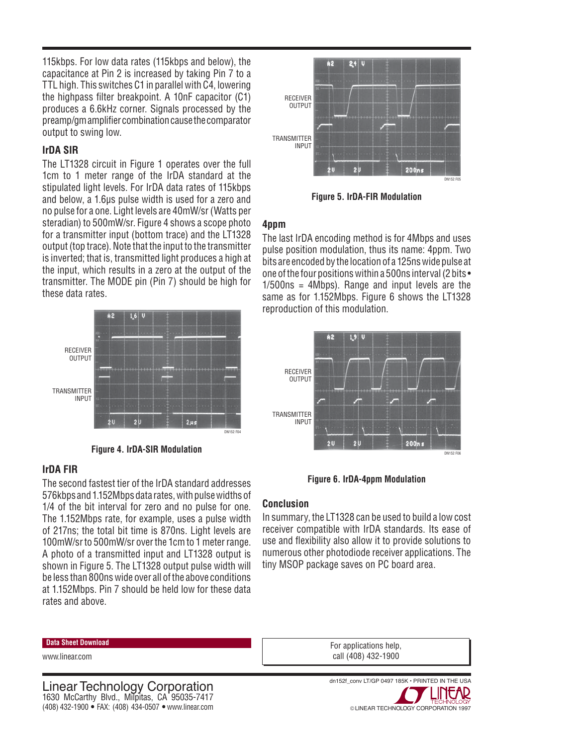115kbps. For low data rates (115kbps and below), the capacitance at Pin 2 is increased by taking Pin 7 to a TTL high. This switches C1 in parallel with C4, lowering the highpass filter breakpoint. A 10nF capacitor (C1) produces a 6.6kHz corner. Signals processed by the preamp/gm amplifier combination cause the comparator output to swing low.

### IrDA SIR

The LT1328 circuit in Figure 1 operates over the full 1cm to 1 meter range of the IrDA standard at the stipulated light levels. For IrDA data rates of 115kbps and below, a 1.6µs pulse width is used for a zero and no pulse for a one. Light levels are 40mW/sr (Watts per steradian) to 500mW/sr. Figure 4 shows a scope photo for a transmitter input (bottom trace) and the LT1328 output (top trace). Note that the input to the transmitter is inverted; that is, transmitted light produces a high at the input, which results in a zero at the output of the transmitter. The MODE pin (Pin 7) should be high for these data rates.

A2 1.6 V
RECEIVER OUTPUT
TRANSMITTER INPUT
2V 2V 2µs
DN152 F04

**Figure 4. IrDA-SIR Modulation**

### IrDA FIR

The second fastest tier of the IrDA standard addresses 576kbps and 1.152Mbps data rates, with pulse widths of 1/4 of the bit interval for zero and no pulse for one. The 1.152Mbps rate, for example, uses a pulse width of 217ns; the total bit time is 870ns. Light levels are 100mW/sr to 500mW/sr over the 1cm to 1 meter range. A photo of a transmitted input and LT1328 output is shown in Figure 5. The LT1328 output pulse width will be less than 800ns wide over all of the above conditions at 1.152Mbps. Pin 7 should be held low for these data rates and above.

A2 2.1 V
RECEIVER OUTPUT
TRANSMITTER INPUT
2V 2V 200ns
DN152 F05

**Figure 5. IrDA-FIR Modulation**

### 4ppm

The last IrDA encoding method is for 4Mbps and uses pulse position modulation, thus its name: 4ppm. Two bits are encoded by the location of a 125ns wide pulse at one of the four positions within a 500ns interval (2 bits • 1/500ns = 4Mbps). Range and input levels are the same as for 1.152Mbps. Figure 6 shows the LT1328 reproduction of this modulation.

A2 1.9 V
RECEIVER OUTPUT
TRANSMITTER INPUT
2V 2V 200ns
DN152 F06

**Figure 6. IrDA-4ppm Modulation**

### Conclusion

In summary, the LT1328 can be used to build a low cost receiver compatible with IrDA standards. Its ease of use and flexibility also allow it to provide solutions to numerous other photodiode receiver applications. The tiny MSOP package saves on PC board area.

**Data Sheet Download**

www.linear.com

For applications help,
call (408) 432-1900

dn152f_conv LT/GP 0497 185K • PRINTED IN THE USA

Linear Technology Corporation
1630 McCarthy Blvd., Milpitas, CA 95035-7417
(408) 432-1900 • FAX: (408) 434-0507 • www.linear.com

© LINEAR TECHNOLOGY CORPORATION 1997